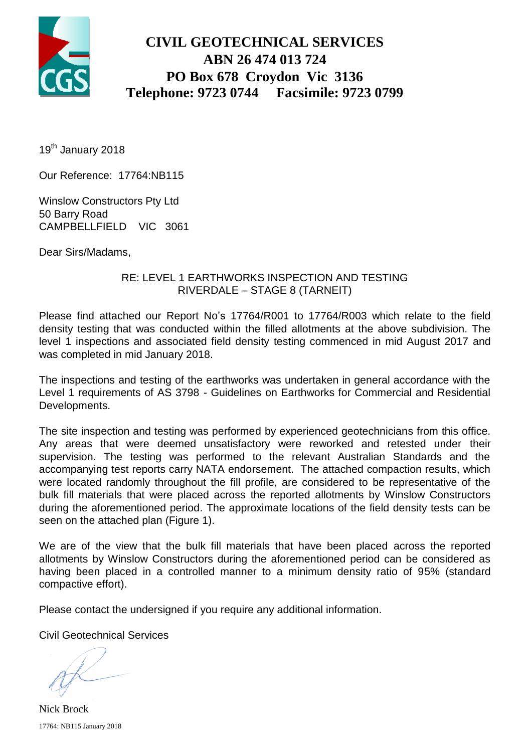# CIVIL GEOTECHNICAL SERVICES
## ABN 26 474 013 724
## PO Box 678 Croydon Vic 3136
## Telephone: 9723 0744 Facsimile: 9723 0799

19th January 2018

Our Reference: 17764:NB115

Winslow Constructors Pty Ltd  
50 Barry Road  
CAMPBELLFIELD VIC 3061

Dear Sirs/Madams,

RE: LEVEL 1 EARTHWORKS INSPECTION AND TESTING  
RIVERDALE – STAGE 8 (TARNEIT)

Please find attached our Report No's 17764/R001 to 17764/R003 which relate to the field density testing that was conducted within the filled allotments at the above subdivision. The level 1 inspections and associated field density testing commenced in mid August 2017 and was completed in mid January 2018.

The inspections and testing of the earthworks was undertaken in general accordance with the Level 1 requirements of AS 3798 - Guidelines on Earthworks for Commercial and Residential Developments.

The site inspection and testing was performed by experienced geotechnicians from this office. Any areas that were deemed unsatisfactory were reworked and retested under their supervision. The testing was performed to the relevant Australian Standards and the accompanying test reports carry NATA endorsement. The attached compaction results, which were located randomly throughout the fill profile, are considered to be representative of the bulk fill materials that were placed across the reported allotments by Winslow Constructors during the aforementioned period. The approximate locations of the field density tests can be seen on the attached plan (Figure 1).

We are of the view that the bulk fill materials that have been placed across the reported allotments by Winslow Constructors during the aforementioned period can be considered as having been placed in a controlled manner to a minimum density ratio of 95% (standard compactive effort).

Please contact the undersigned if you require any additional information.

Civil Geotechnical Services

Nick Brock

17764: NB115 January 2018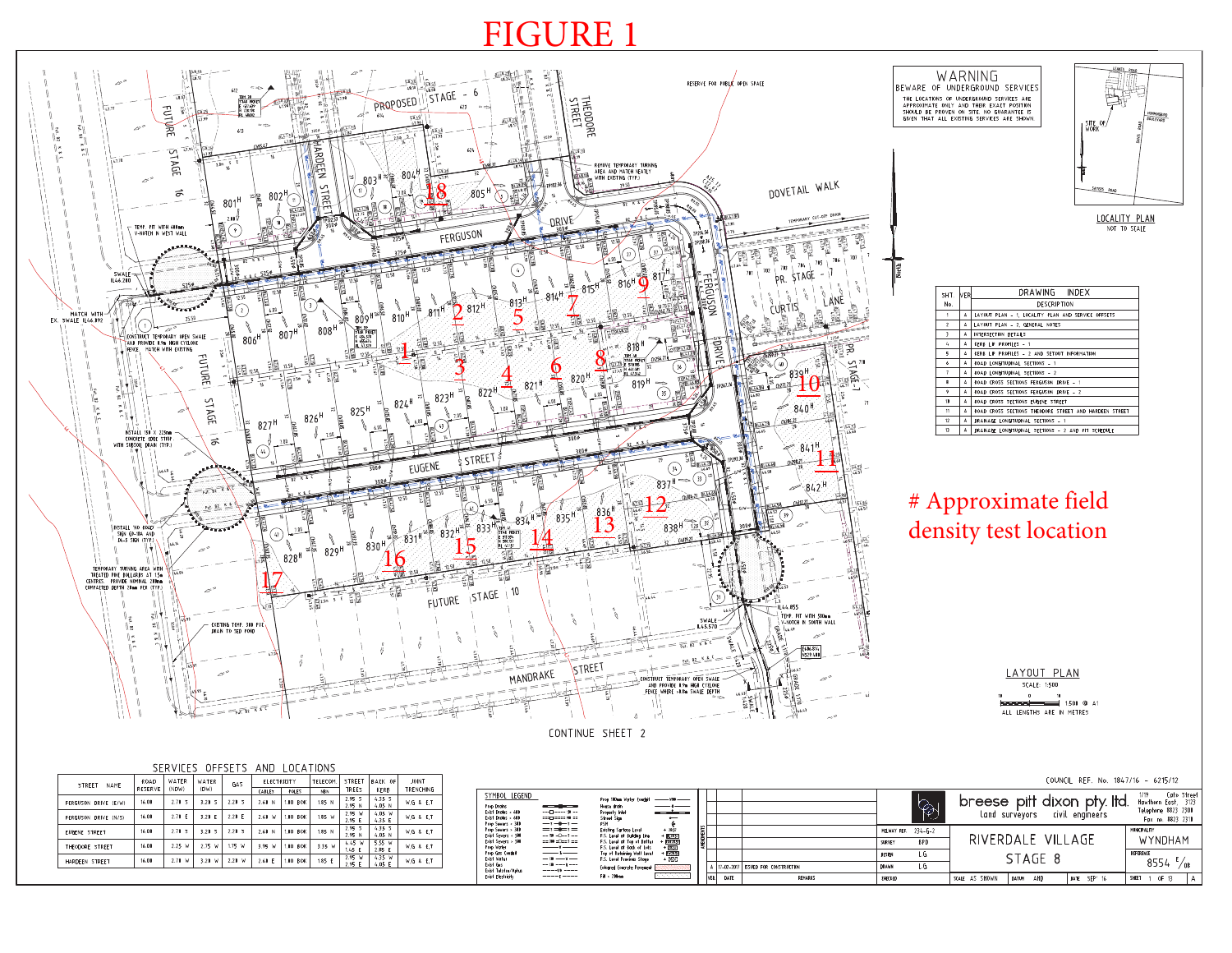# FIGURE 1

# Approximate field density test location

WARNING

BEWARE OF UNDERGROUND SERVICES

THE LOCATIONS OF UNDERGROUND SERVICES ARE APPROXIMATE ONLY AND THEIR EXACT POSITION SHOULD BE PROVEN ON SITE. NO GUARANTEE IS GIVEN THAT ALL EXISTING SERVICES ARE SHOWN.

LOCALITY PLAN

NOT TO SCALE

| SHT No. | VER | DRAWING INDEX DESCRIPTION |
|---|---|---|
| 1 | A | LAYOUT PLAN - 1, LOCALITY PLAN AND SERVICE OFFSETS |
| 2 | A | LAYOUT PLAN - 2, GENERAL NOTES |
| 3 | A | INTERSECTION DETAILS |
| 4 | A | KERB LIP PROFILES - 1 |
| 5 | A | KERB LIP PROFILES - 2 AND SETOUT INFORMATION |
| 6 | A | ROAD LONGITUDINAL SECTIONS - 1 |
| 7 | A | ROAD LONGITUDINAL SECTIONS - 2 |
| 8 | A | ROAD CROSS SECTIONS FERGUSON DRIVE - 1 |
| 9 | A | ROAD CROSS SECTIONS FERGUSON DRIVE - 2 |
| 10 | A | ROAD CROSS SECTIONS EUGENE STREET |
| 11 | A | ROAD CROSS SECTIONS THEODORE STREET AND HARDEEN STREET |
| 12 | A | DRAINAGE LONGITUDINAL SECTIONS - 1 |
| 13 | A | DRAINAGE LONGITUDINAL SECTIONS - 2 AND PIT SCHEDULE |

LAYOUT PLAN

SCALE 1:500

1:500 @ A1

ALL LENGTHS ARE IN METRES

CONTINUE SHEET 2

SERVICES OFFSETS AND LOCATIONS

| STREET NAME | ROAD RESERVE | WATER (NDW) | WATER (DW) | GAS | ELECTRICITY CABLES | ELECTRICITY POLES | TELECOM. NBN | STREET TREES | BACK OF KERB | JOINT TRENCHING |
|---|---|---|---|---|---|---|---|---|---|---|
| FERGUSON DRIVE (E/W) | 16.00 | 2.70 S | 3.20 S | 2.20 S | 2.60 N | 1.00 BOK | 1.85 N | 2.95 S / 2.95 N | 4.35 S / 4.05 N | W.G & E.T |
| FERGUSON DRIVE (N/S) | 16.00 | 2.70 E | 3.20 E | 2.20 E | 2.60 W | 1.00 BOK | 1.85 W | 2.95 W / 2.95 E | 4.05 W / 4.35 E | W.G & E.T |
| EUGENE STREET | 16.00 | 2.70 S | 3.20 S | 2.20 S | 2.60 N | 1.00 BOK | 1.85 N | 2.95 S / 2.95 N | 4.35 S / 4.05 N | W.G & E.T |
| THEODORE STREET | 16.00 | 2.25 W | 2.75 W | 1.75 W | 3.95 W | 1.00 BOK | 3.35 W | 4.45 W / 1.45 E | 5.55 W / 2.85 E | W.G & E.T |
| HARDEEN STREET | 16.00 | 2.70 W | 3.20 W | 2.20 W | 2.60 E | 1.00 BOK | 1.85 E | 2.95 W / 2.95 E | 4.35 W / 4.05 E | W.G & E.T |

COUNCIL REF. No. 1847/16 - 6215/12

| VER | DATE | REMARKS |
|---|---|---|
| A | 17-02-2017 | ISSUED FOR CONSTRUCTION |

breese pitt dixon pty. ltd. — land surveyors, civil engineers. 1/19 Cato Street, Hawthorn East, 3123. Telephone 8823 2300, Fax no. 8823 2310

MELWAY REF. 234-G-2 | SURVEY BPD | DESIGN LG | DRAWN LG | CHECKED

RIVERDALE VILLAGE — STAGE 8

MUNICIPALITY: WYNDHAM

REFERENCE: 8554 E/08

SCALE AS SHOWN | DATUM AHD | DATE SEP' 16 | SHEET 1 OF 13 | A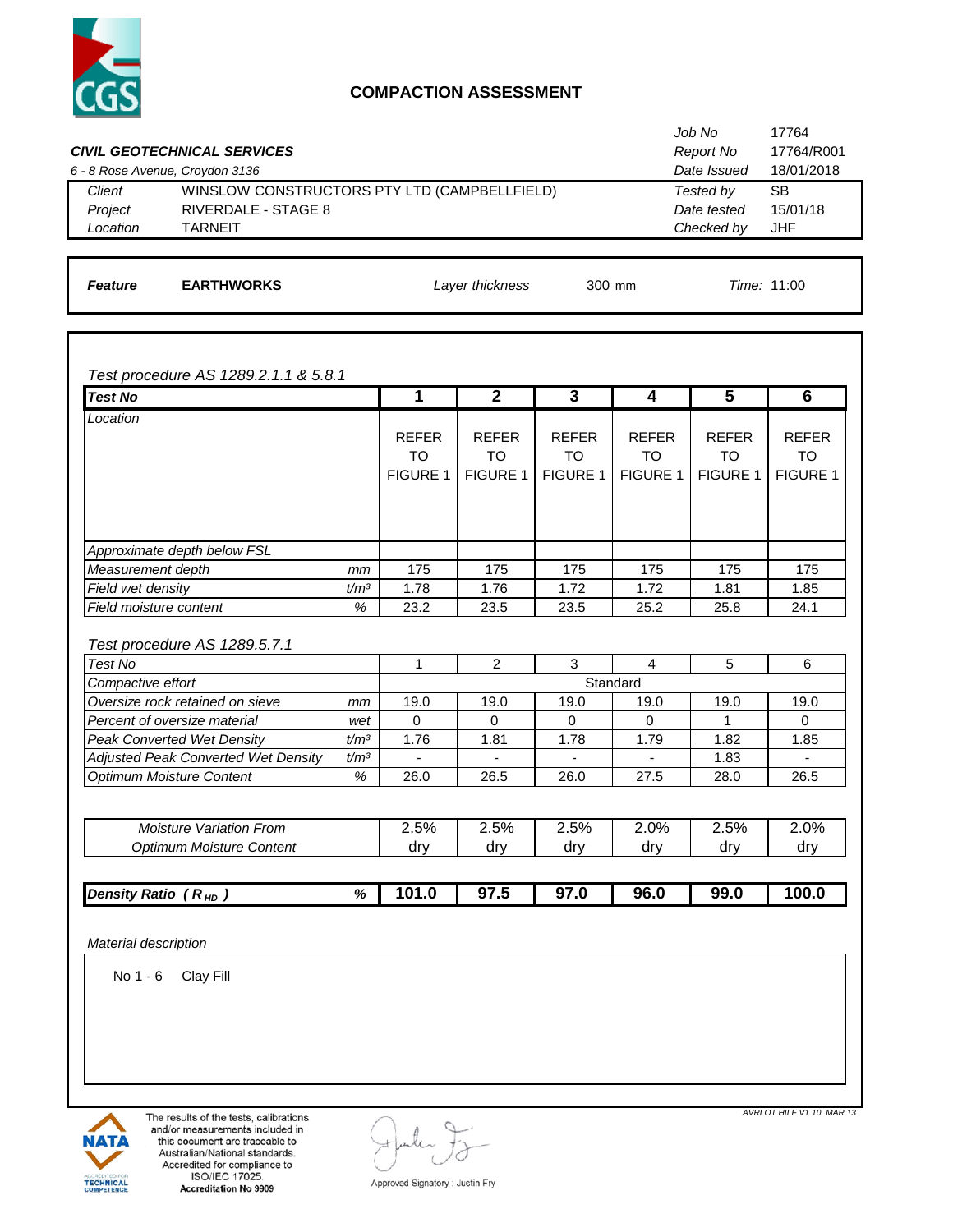# COMPACTION ASSESSMENT

***CIVIL GEOTECHNICAL SERVICES***

*6 - 8 Rose Avenue, Croydon 3136*

| | |
|---|---|
| *Job No* | 17764 |
| *Report No* | 17764/R001 |
| *Date Issued* | 18/01/2018 |

| | | | |
|---|---|---|---|
| *Client* | WINSLOW CONSTRUCTORS PTY LTD (CAMPBELLFIELD) | *Tested by* | SB |
| *Project* | RIVERDALE - STAGE 8 | *Date tested* | 15/01/18 |
| *Location* | TARNEIT | *Checked by* | JHF |

***Feature*** **EARTHWORKS** *Layer thickness* 300 mm *Time:* 11:00

*Test procedure AS 1289.2.1.1 & 5.8.1*

| ***Test No*** | | **1** | **2** | **3** | **4** | **5** | **6** |
|---|---|---|---|---|---|---|---|
| *Location* | | REFER TO FIGURE 1 | REFER TO FIGURE 1 | REFER TO FIGURE 1 | REFER TO FIGURE 1 | REFER TO FIGURE 1 | REFER TO FIGURE 1 |
| *Approximate depth below FSL* | | | | | | | |
| *Measurement depth* | *mm* | 175 | 175 | 175 | 175 | 175 | 175 |
| *Field wet density* | *t/m³* | 1.78 | 1.76 | 1.72 | 1.72 | 1.81 | 1.85 |
| *Field moisture content* | *%* | 23.2 | 23.5 | 23.5 | 25.2 | 25.8 | 24.1 |

*Test procedure AS 1289.5.7.1*

| *Test No* | | 1 | 2 | 3 | 4 | 5 | 6 |
|---|---|---|---|---|---|---|---|
| *Compactive effort* | | Standard | | | | | |
| *Oversize rock retained on sieve* | *mm* | 19.0 | 19.0 | 19.0 | 19.0 | 19.0 | 19.0 |
| *Percent of oversize material* | *wet* | 0 | 0 | 0 | 0 | 1 | 0 |
| *Peak Converted Wet Density* | *t/m³* | 1.76 | 1.81 | 1.78 | 1.79 | 1.82 | 1.85 |
| *Adjusted Peak Converted Wet Density* | *t/m³* | - | - | - | - | 1.83 | - |
| *Optimum Moisture Content* | *%* | 26.0 | 26.5 | 26.0 | 27.5 | 28.0 | 26.5 |

| | | | | | | |
|---|---|---|---|---|---|---|
| *Moisture Variation From Optimum Moisture Content* | 2.5% dry | 2.5% dry | 2.5% dry | 2.0% dry | 2.5% dry | 2.0% dry |

| | | | | | | | |
|---|---|---|---|---|---|---|---|
| ***Density Ratio ( $R_{HD}$ )*** | ***%*** | **101.0** | **97.5** | **97.0** | **96.0** | **99.0** | **100.0** |

*Material description*

No 1 - 6 Clay Fill

The results of the tests, calibrations and/or measurements included in this document are traceable to Australian/National standards. Accredited for compliance to ISO/IEC 17025. **Accreditation No 9909**

Approved Signatory : Justin Fry

*AVRLOT HILF V1.10 MAR 13*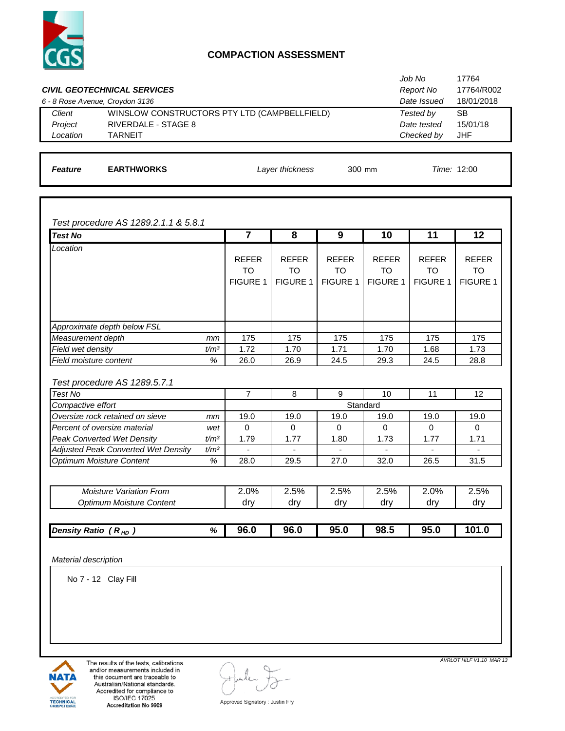# COMPACTION ASSESSMENT

| | | | |
|---|---|---|---|
| | | *Job No* | 17764 |
| ***CIVIL GEOTECHNICAL SERVICES*** | | *Report No* | 17764/R002 |
| *6 - 8 Rose Avenue, Croydon 3136* | | *Date Issued* | 18/01/2018 |
| *Client* | WINSLOW CONSTRUCTORS PTY LTD (CAMPBELLFIELD) | *Tested by* | SB |
| *Project* | RIVERDALE - STAGE 8 | *Date tested* | 15/01/18 |
| *Location* | TARNEIT | *Checked by* | JHF |

***Feature*** **EARTHWORKS** *Layer thickness* 300 mm *Time:* 12:00

*Test procedure AS 1289.2.1.1 & 5.8.1*

| ***Test No*** | | **7** | **8** | **9** | **10** | **11** | **12** |
|---|---|---|---|---|---|---|---|
| *Location* | | REFER TO FIGURE 1 | REFER TO FIGURE 1 | REFER TO FIGURE 1 | REFER TO FIGURE 1 | REFER TO FIGURE 1 | REFER TO FIGURE 1 |
| *Approximate depth below FSL* | | | | | | | |
| *Measurement depth* | *mm* | 175 | 175 | 175 | 175 | 175 | 175 |
| *Field wet density* | *t/m³* | 1.72 | 1.70 | 1.71 | 1.70 | 1.68 | 1.73 |
| *Field moisture content* | *%* | 26.0 | 26.9 | 24.5 | 29.3 | 24.5 | 28.8 |

*Test procedure AS 1289.5.7.1*

| *Test No* | | 7 | 8 | 9 | 10 | 11 | 12 |
|---|---|---|---|---|---|---|---|
| *Compactive effort* | | Standard | | | | | |
| *Oversize rock retained on sieve* | *mm* | 19.0 | 19.0 | 19.0 | 19.0 | 19.0 | 19.0 |
| *Percent of oversize material* | *wet* | 0 | 0 | 0 | 0 | 0 | 0 |
| *Peak Converted Wet Density* | *t/m³* | 1.79 | 1.77 | 1.80 | 1.73 | 1.77 | 1.71 |
| *Adjusted Peak Converted Wet Density* | *t/m³* | - | - | - | - | - | - |
| *Optimum Moisture Content* | *%* | 28.0 | 29.5 | 27.0 | 32.0 | 26.5 | 31.5 |

| | | | | | | |
|---|---|---|---|---|---|---|
| *Moisture Variation From Optimum Moisture Content* | 2.0% dry | 2.5% dry | 2.5% dry | 2.5% dry | 2.0% dry | 2.5% dry |

| | | | | | | | |
|---|---|---|---|---|---|---|---|
| ***Density Ratio ($R_{HD}$)*** | ***%*** | **96.0** | **96.0** | **95.0** | **98.5** | **95.0** | **101.0** |

*Material description*

No 7 - 12 Clay Fill

The results of the tests, calibrations and/or measurements included in this document are traceable to Australian/National standards. Accredited for compliance to ISO/IEC 17025. **Accreditation No 9909**

Approved Signatory : Justin Fry

*AVRLOT HILF V1.10 MAR 13*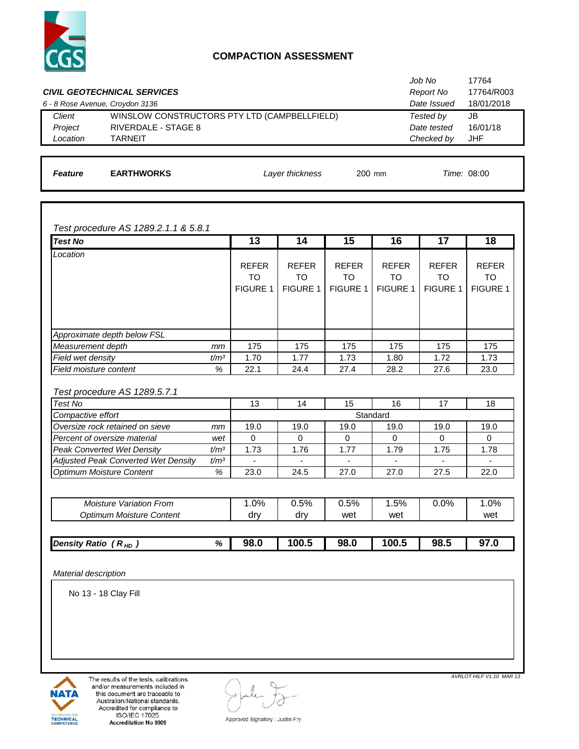# COMPACTION ASSESSMENT

**CIVIL GEOTECHNICAL SERVICES**
*6 - 8 Rose Avenue, Croydon 3136*

| | | | |
|---|---|---|---|
| | | *Job No* | 17764 |
| | | *Report No* | 17764/R003 |
| | | *Date Issued* | 18/01/2018 |
| *Client* | WINSLOW CONSTRUCTORS PTY LTD (CAMPBELLFIELD) | *Tested by* | JB |
| *Project* | RIVERDALE - STAGE 8 | *Date tested* | 16/01/18 |
| *Location* | TARNEIT | *Checked by* | JHF |

***Feature*** **EARTHWORKS** — *Layer thickness* 200 mm — *Time:* 08:00

*Test procedure AS 1289.2.1.1 & 5.8.1*

| ***Test No*** | | **13** | **14** | **15** | **16** | **17** | **18** |
|---|---|---|---|---|---|---|---|
| *Location* | | REFER TO FIGURE 1 | REFER TO FIGURE 1 | REFER TO FIGURE 1 | REFER TO FIGURE 1 | REFER TO FIGURE 1 | REFER TO FIGURE 1 |
| *Approximate depth below FSL* | | | | | | | |
| *Measurement depth* | *mm* | 175 | 175 | 175 | 175 | 175 | 175 |
| *Field wet density* | *t/m³* | 1.70 | 1.77 | 1.73 | 1.80 | 1.72 | 1.73 |
| *Field moisture content* | *%* | 22.1 | 24.4 | 27.4 | 28.2 | 27.6 | 23.0 |

*Test procedure AS 1289.5.7.1*

| *Test No* | | 13 | 14 | 15 | 16 | 17 | 18 |
|---|---|---|---|---|---|---|---|
| *Compactive effort* | | Standard | | | | | |
| *Oversize rock retained on sieve* | *mm* | 19.0 | 19.0 | 19.0 | 19.0 | 19.0 | 19.0 |
| *Percent of oversize material* | *wet* | 0 | 0 | 0 | 0 | 0 | 0 |
| *Peak Converted Wet Density* | *t/m³* | 1.73 | 1.76 | 1.77 | 1.79 | 1.75 | 1.78 |
| *Adjusted Peak Converted Wet Density* | *t/m³* | - | - | - | - | - | - |
| *Optimum Moisture Content* | *%* | 23.0 | 24.5 | 27.0 | 27.0 | 27.5 | 22.0 |

| | | | | | | |
|---|---|---|---|---|---|---|
| *Moisture Variation From Optimum Moisture Content* | 1.0% dry | 0.5% dry | 0.5% wet | 1.5% wet | 0.0% | 1.0% wet |

| | | | | | | | |
|---|---|---|---|---|---|---|---|
| ***Density Ratio ( $R_{HD}$ )*** | ***%*** | **98.0** | **100.5** | **98.0** | **100.5** | **98.5** | **97.0** |

*Material description*

No 13 - 18 Clay Fill

NATA ACCREDITED FOR TECHNICAL COMPETENCE

The results of the tests, calibrations and/or measurements included in this document are traceable to Australian/National standards. Accredited for compliance to ISO/IEC 17025
**Accreditation No 9909**

Approved Signatory : Justin Fry

*AVRLOT HILF V1.10 MAR 13*